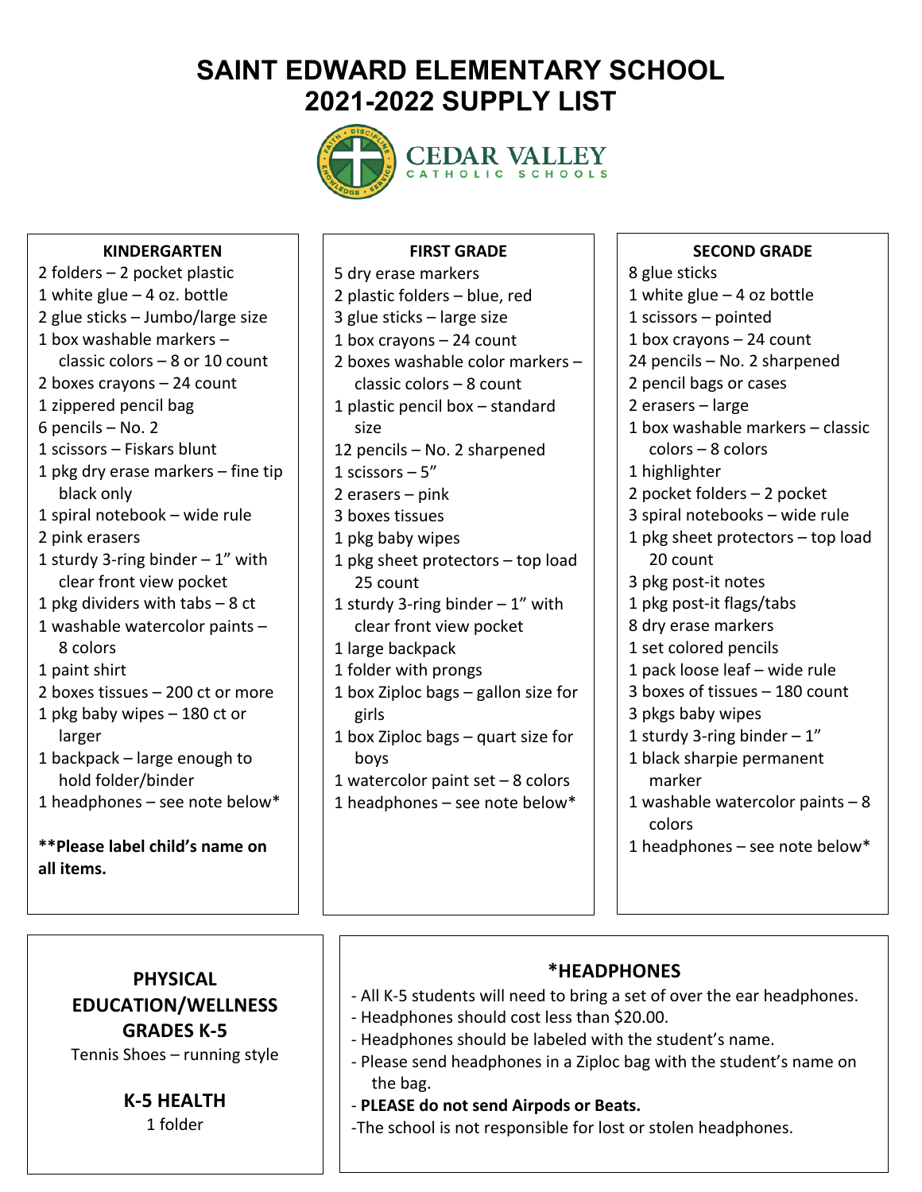# SAINT EDWARD ELEMENTARY SCHOOL
# 2021-2022 SUPPLY LIST

CEDAR VALLEY
CATHOLIC SCHOOLS

## KINDERGARTEN

- 2 folders – 2 pocket plastic
- 1 white glue – 4 oz. bottle
- 2 glue sticks – Jumbo/large size
- 1 box washable markers – classic colors – 8 or 10 count
- 2 boxes crayons – 24 count
- 1 zippered pencil bag
- 6 pencils – No. 2
- 1 scissors – Fiskars blunt
- 1 pkg dry erase markers – fine tip black only
- 1 spiral notebook – wide rule
- 2 pink erasers
- 1 sturdy 3-ring binder – 1" with clear front view pocket
- 1 pkg dividers with tabs – 8 ct
- 1 washable watercolor paints – 8 colors
- 1 paint shirt
- 2 boxes tissues – 200 ct or more
- 1 pkg baby wipes – 180 ct or larger
- 1 backpack – large enough to hold folder/binder
- 1 headphones – see note below*

**Please label child's name on all items.**

## FIRST GRADE

- 5 dry erase markers
- 2 plastic folders – blue, red
- 3 glue sticks – large size
- 1 box crayons – 24 count
- 2 boxes washable color markers – classic colors – 8 count
- 1 plastic pencil box – standard size
- 12 pencils – No. 2 sharpened
- 1 scissors – 5"
- 2 erasers – pink
- 3 boxes tissues
- 1 pkg baby wipes
- 1 pkg sheet protectors – top load 25 count
- 1 sturdy 3-ring binder – 1" with clear front view pocket
- 1 large backpack
- 1 folder with prongs
- 1 box Ziploc bags – gallon size for girls
- 1 box Ziploc bags – quart size for boys
- 1 watercolor paint set – 8 colors
- 1 headphones – see note below*

## SECOND GRADE

- 8 glue sticks
- 1 white glue – 4 oz bottle
- 1 scissors – pointed
- 1 box crayons – 24 count
- 24 pencils – No. 2 sharpened
- 2 pencil bags or cases
- 2 erasers – large
- 1 box washable markers – classic colors – 8 colors
- 1 highlighter
- 2 pocket folders – 2 pocket
- 3 spiral notebooks – wide rule
- 1 pkg sheet protectors – top load 20 count
- 3 pkg post-it notes
- 1 pkg post-it flags/tabs
- 8 dry erase markers
- 1 set colored pencils
- 1 pack loose leaf – wide rule
- 3 boxes of tissues – 180 count
- 3 pkgs baby wipes
- 1 sturdy 3-ring binder – 1"
- 1 black sharpie permanent marker
- 1 washable watercolor paints – 8 colors
- 1 headphones – see note below*

## PHYSICAL EDUCATION/WELLNESS GRADES K-5

Tennis Shoes – running style

## K-5 HEALTH

1 folder

## *HEADPHONES

- All K-5 students will need to bring a set of over the ear headphones.
- Headphones should cost less than $20.00.
- Headphones should be labeled with the student's name.
- Please send headphones in a Ziploc bag with the student's name on the bag.
- **PLEASE do not send Airpods or Beats.**
- The school is not responsible for lost or stolen headphones.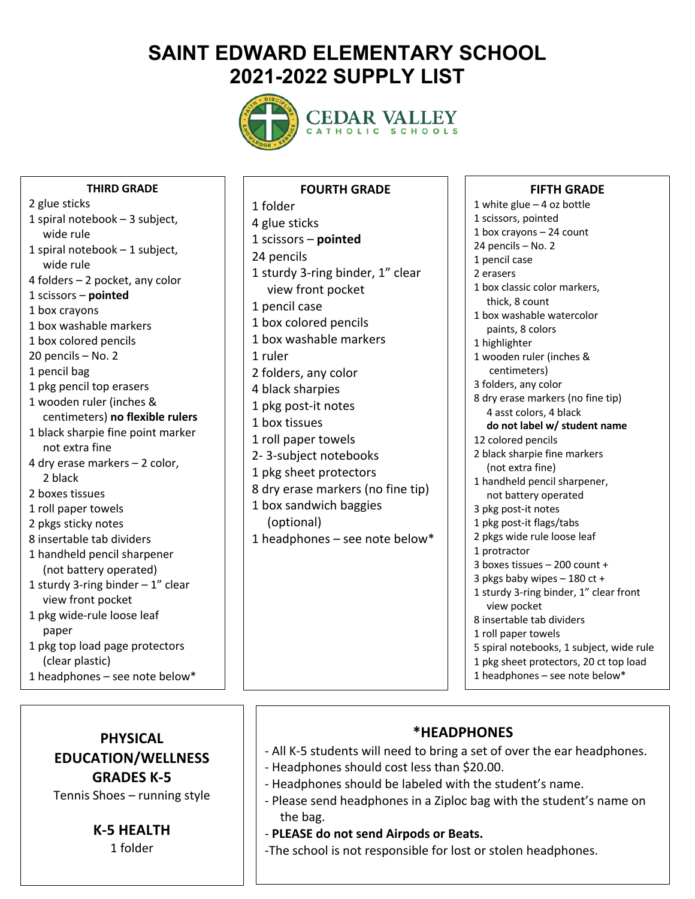# SAINT EDWARD ELEMENTARY SCHOOL
# 2021-2022 SUPPLY LIST

CEDAR VALLEY
CATHOLIC SCHOOLS

## THIRD GRADE

- 2 glue sticks
- 1 spiral notebook – 3 subject, wide rule
- 1 spiral notebook – 1 subject, wide rule
- 4 folders – 2 pocket, any color
- 1 scissors – **pointed**
- 1 box crayons
- 1 box washable markers
- 1 box colored pencils
- 20 pencils – No. 2
- 1 pencil bag
- 1 pkg pencil top erasers
- 1 wooden ruler (inches & centimeters) **no flexible rulers**
- 1 black sharpie fine point marker not extra fine
- 4 dry erase markers – 2 color, 2 black
- 2 boxes tissues
- 1 roll paper towels
- 2 pkgs sticky notes
- 8 insertable tab dividers
- 1 handheld pencil sharpener (not battery operated)
- 1 sturdy 3-ring binder – 1" clear view front pocket
- 1 pkg wide-rule loose leaf paper
- 1 pkg top load page protectors (clear plastic)
- 1 headphones – see note below*

## FOURTH GRADE

- 1 folder
- 4 glue sticks
- 1 scissors – **pointed**
- 24 pencils
- 1 sturdy 3-ring binder, 1" clear view front pocket
- 1 pencil case
- 1 box colored pencils
- 1 box washable markers
- 1 ruler
- 2 folders, any color
- 4 black sharpies
- 1 pkg post-it notes
- 1 box tissues
- 1 roll paper towels
- 2- 3-subject notebooks
- 1 pkg sheet protectors
- 8 dry erase markers (no fine tip)
- 1 box sandwich baggies (optional)
- 1 headphones – see note below*

## FIFTH GRADE

- 1 white glue – 4 oz bottle
- 1 scissors, pointed
- 1 box crayons – 24 count
- 24 pencils – No. 2
- 1 pencil case
- 2 erasers
- 1 box classic color markers, thick, 8 count
- 1 box washable watercolor paints, 8 colors
- 1 highlighter
- 1 wooden ruler (inches & centimeters)
- 3 folders, any color
- 8 dry erase markers (no fine tip) 4 asst colors, 4 black **do not label w/ student name**
- 12 colored pencils
- 2 black sharpie fine markers (not extra fine)
- 1 handheld pencil sharpener, not battery operated
- 3 pkg post-it notes
- 1 pkg post-it flags/tabs
- 2 pkgs wide rule loose leaf
- 1 protractor
- 3 boxes tissues – 200 count +
- 3 pkgs baby wipes – 180 ct +
- 1 sturdy 3-ring binder, 1" clear front view pocket
- 8 insertable tab dividers
- 1 roll paper towels
- 5 spiral notebooks, 1 subject, wide rule
- 1 pkg sheet protectors, 20 ct top load
- 1 headphones – see note below*

## PHYSICAL EDUCATION/WELLNESS GRADES K-5

Tennis Shoes – running style

## K-5 HEALTH

1 folder

## *HEADPHONES

- All K-5 students will need to bring a set of over the ear headphones.
- Headphones should cost less than $20.00.
- Headphones should be labeled with the student's name.
- Please send headphones in a Ziploc bag with the student's name on the bag.
- **PLEASE do not send Airpods or Beats.**
- The school is not responsible for lost or stolen headphones.